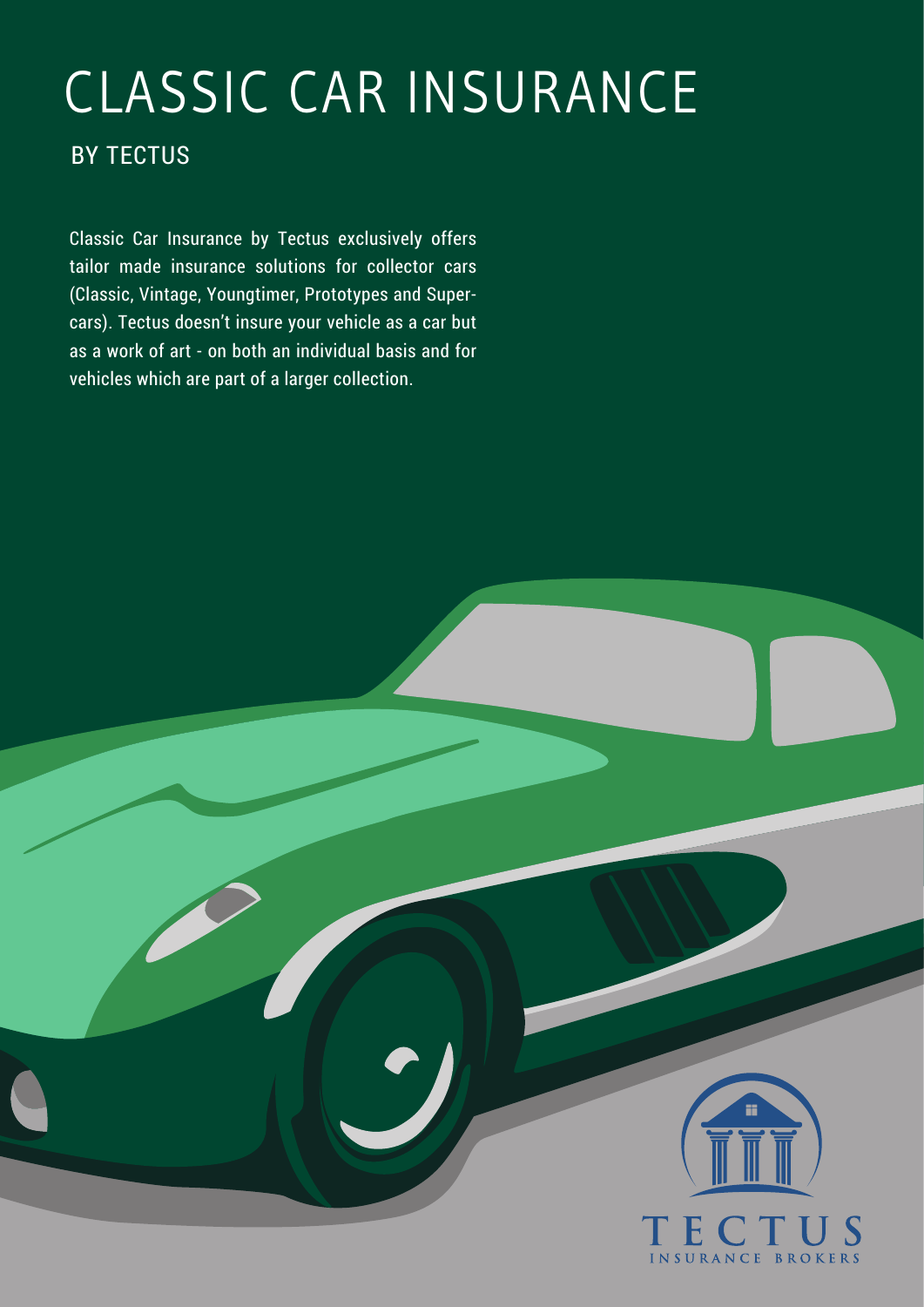# CLASSIC CAR INSURANCE

## BY TECTUS

Classic Car Insurance by Tectus exclusively offers tailor made insurance solutions for collector cars (Classic, Vintage, Youngtimer, Prototypes and Super-cars). Tectus doesn't insure your vehicle as a car but as a work of art - on both an individual basis and for vehicles which are part of a larger collection.

TECTUS
INSURANCE BROKERS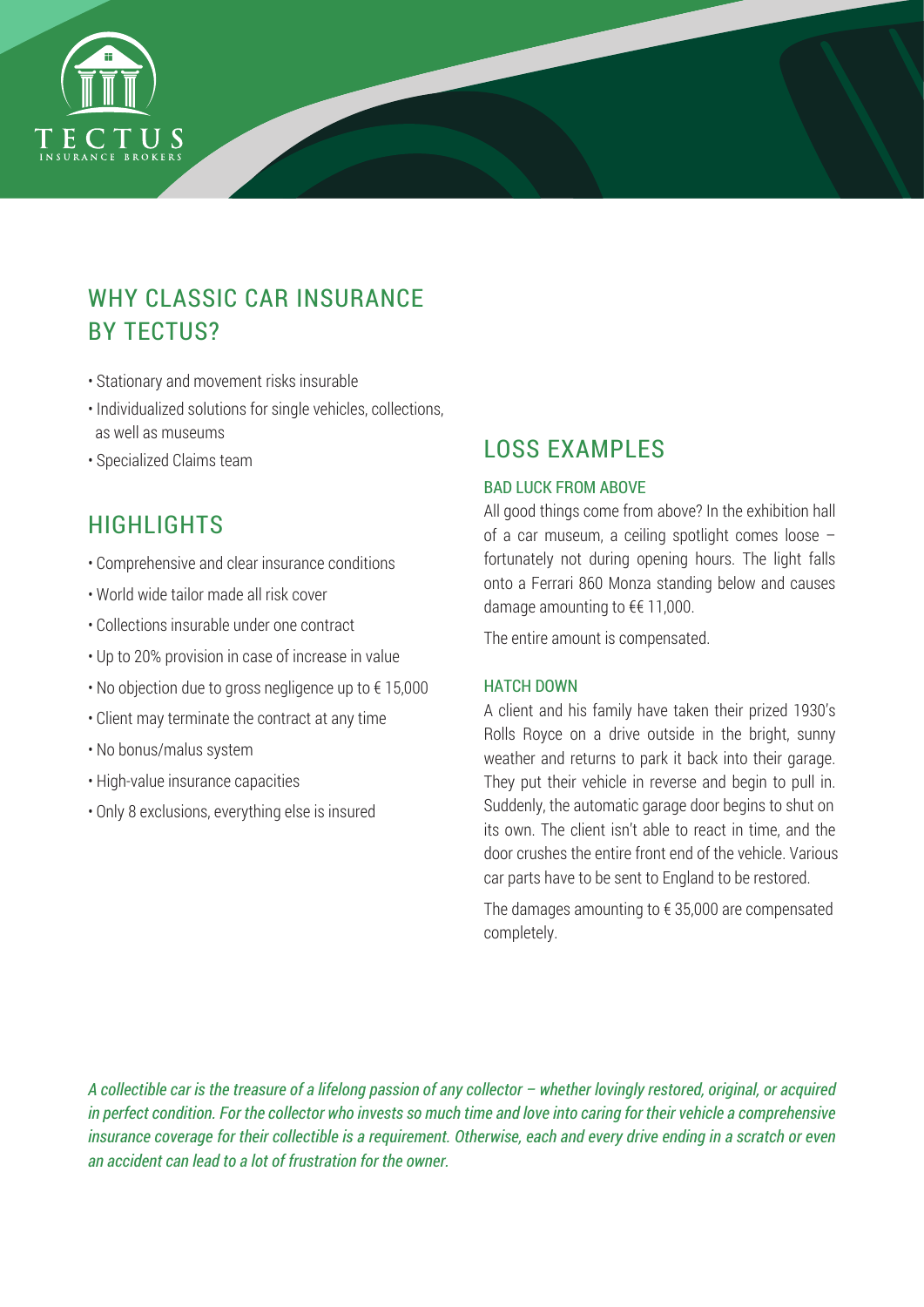## WHY CLASSIC CAR INSURANCE BY TECTUS?

- Stationary and movement risks insurable
- Individualized solutions for single vehicles, collections, as well as museums
- Specialized Claims team

## HIGHLIGHTS

- Comprehensive and clear insurance conditions
- World wide tailor made all risk cover
- Collections insurable under one contract
- Up to 20% provision in case of increase in value
- No objection due to gross negligence up to € 15,000
- Client may terminate the contract at any time
- No bonus/malus system
- High-value insurance capacities
- Only 8 exclusions, everything else is insured

## LOSS EXAMPLES

### BAD LUCK FROM ABOVE

All good things come from above? In the exhibition hall of a car museum, a ceiling spotlight comes loose – fortunately not during opening hours. The light falls onto a Ferrari 860 Monza standing below and causes damage amounting to €€ 11,000.

The entire amount is compensated.

### HATCH DOWN

A client and his family have taken their prized 1930's Rolls Royce on a drive outside in the bright, sunny weather and returns to park it back into their garage. They put their vehicle in reverse and begin to pull in. Suddenly, the automatic garage door begins to shut on its own. The client isn't able to react in time, and the door crushes the entire front end of the vehicle. Various car parts have to be sent to England to be restored.

The damages amounting to € 35,000 are compensated completely.

*A collectible car is the treasure of a lifelong passion of any collector – whether lovingly restored, original, or acquired in perfect condition. For the collector who invests so much time and love into caring for their vehicle a comprehensive insurance coverage for their collectible is a requirement. Otherwise, each and every drive ending in a scratch or even an accident can lead to a lot of frustration for the owner.*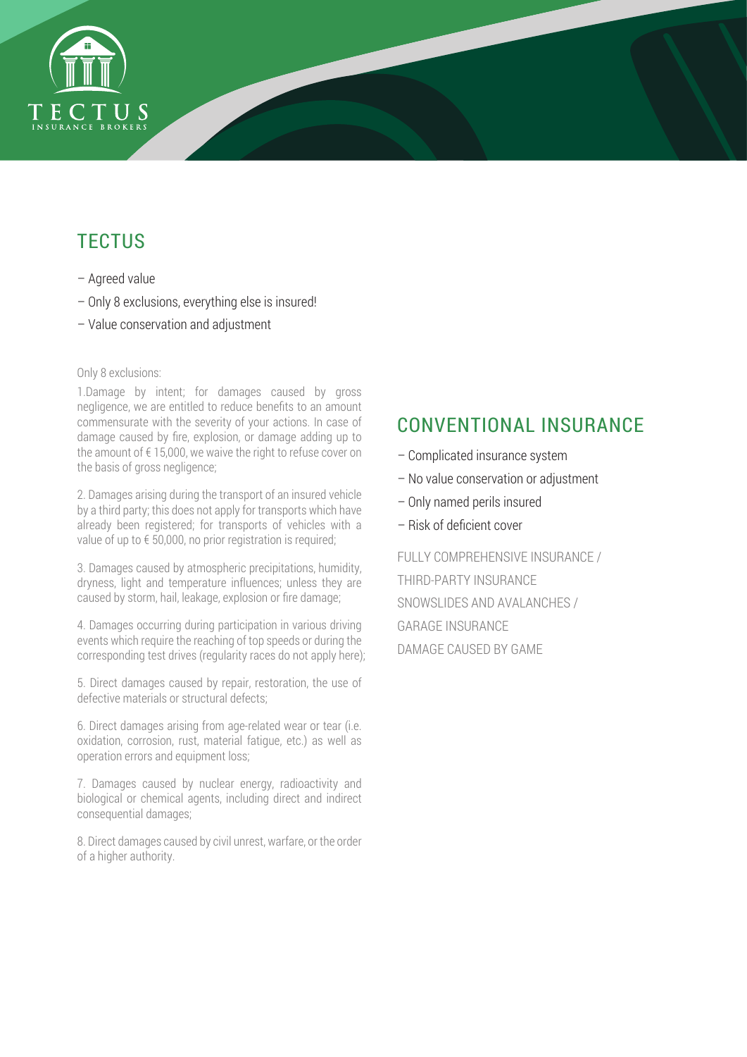## TECTUS

- – Agreed value
- – Only 8 exclusions, everything else is insured!
- – Value conservation and adjustment

Only 8 exclusions:

1.Damage by intent; for damages caused by gross negligence, we are entitled to reduce benefits to an amount commensurate with the severity of your actions. In case of damage caused by fire, explosion, or damage adding up to the amount of € 15,000, we waive the right to refuse cover on the basis of gross negligence;

2. Damages arising during the transport of an insured vehicle by a third party; this does not apply for transports which have already been registered; for transports of vehicles with a value of up to € 50,000, no prior registration is required;

3. Damages caused by atmospheric precipitations, humidity, dryness, light and temperature influences; unless they are caused by storm, hail, leakage, explosion or fire damage;

4. Damages occurring during participation in various driving events which require the reaching of top speeds or during the corresponding test drives (regularity races do not apply here);

5. Direct damages caused by repair, restoration, the use of defective materials or structural defects;

6. Direct damages arising from age-related wear or tear (i.e. oxidation, corrosion, rust, material fatigue, etc.) as well as operation errors and equipment loss;

7. Damages caused by nuclear energy, radioactivity and biological or chemical agents, including direct and indirect consequential damages;

8. Direct damages caused by civil unrest, warfare, or the order of a higher authority.

## CONVENTIONAL INSURANCE

- – Complicated insurance system
- – No value conservation or adjustment
- – Only named perils insured
- – Risk of deficient cover

FULLY COMPREHENSIVE INSURANCE /
THIRD-PARTY INSURANCE
SNOWSLIDES AND AVALANCHES /
GARAGE INSURANCE
DAMAGE CAUSED BY GAME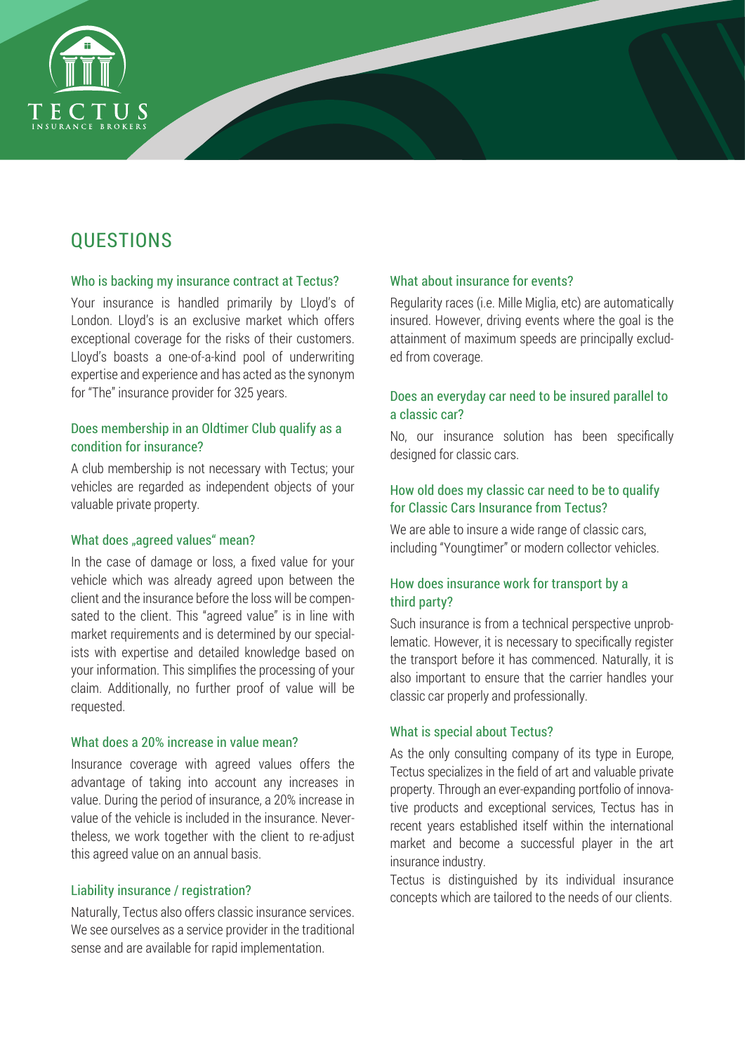## QUESTIONS

### Who is backing my insurance contract at Tectus?

Your insurance is handled primarily by Lloyd's of London. Lloyd's is an exclusive market which offers exceptional coverage for the risks of their customers. Lloyd's boasts a one-of-a-kind pool of underwriting expertise and experience and has acted as the synonym for "The" insurance provider for 325 years.

### Does membership in an Oldtimer Club qualify as a condition for insurance?

A club membership is not necessary with Tectus; your vehicles are regarded as independent objects of your valuable private property.

### What does „agreed values" mean?

In the case of damage or loss, a fixed value for your vehicle which was already agreed upon between the client and the insurance before the loss will be compensated to the client. This "agreed value" is in line with market requirements and is determined by our specialists with expertise and detailed knowledge based on your information. This simplifies the processing of your claim. Additionally, no further proof of value will be requested.

### What does a 20% increase in value mean?

Insurance coverage with agreed values offers the advantage of taking into account any increases in value. During the period of insurance, a 20% increase in value of the vehicle is included in the insurance. Nevertheless, we work together with the client to re-adjust this agreed value on an annual basis.

### Liability insurance / registration?

Naturally, Tectus also offers classic insurance services. We see ourselves as a service provider in the traditional sense and are available for rapid implementation.

### What about insurance for events?

Regularity races (i.e. Mille Miglia, etc) are automatically insured. However, driving events where the goal is the attainment of maximum speeds are principally excluded from coverage.

### Does an everyday car need to be insured parallel to a classic car?

No, our insurance solution has been specifically designed for classic cars.

### How old does my classic car need to be to qualify for Classic Cars Insurance from Tectus?

We are able to insure a wide range of classic cars, including "Youngtimer" or modern collector vehicles.

### How does insurance work for transport by a third party?

Such insurance is from a technical perspective unproblematic. However, it is necessary to specifically register the transport before it has commenced. Naturally, it is also important to ensure that the carrier handles your classic car properly and professionally.

### What is special about Tectus?

As the only consulting company of its type in Europe, Tectus specializes in the field of art and valuable private property. Through an ever-expanding portfolio of innovative products and exceptional services, Tectus has in recent years established itself within the international market and become a successful player in the art insurance industry.

Tectus is distinguished by its individual insurance concepts which are tailored to the needs of our clients.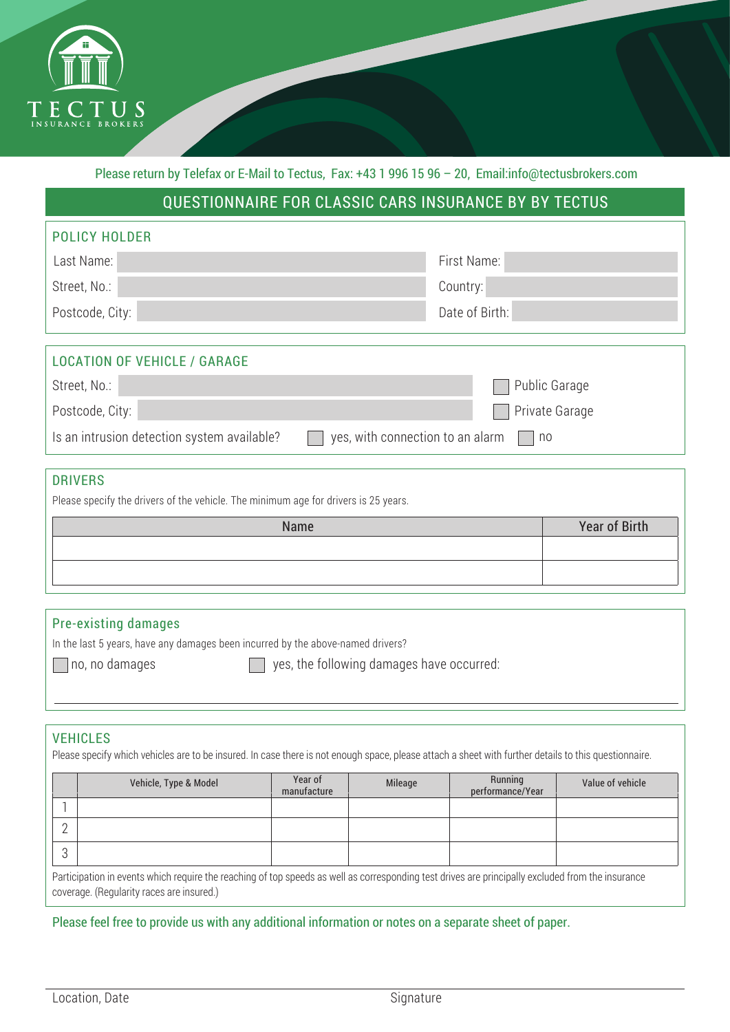TECTUS
INSURANCE BROKERS

Please return by Telefax or E-Mail to Tectus, Fax: +43 1 996 15 96 – 20, Email:info@tectusbrokers.com

# QUESTIONNAIRE FOR CLASSIC CARS INSURANCE BY BY TECTUS

## POLICY HOLDER

Last Name: ____________ First Name: ____________

Street, No.: ____________ Country: ____________

Postcode, City: ____________ Date of Birth: ____________

## LOCATION OF VEHICLE / GARAGE

Street, No.: ____________ ☐ Public Garage

Postcode, City: ____________ ☐ Private Garage

Is an intrusion detection system available? ☐ yes, with connection to an alarm ☐ no

## DRIVERS

Please specify the drivers of the vehicle. The minimum age for drivers is 25 years.

| Name | Year of Birth |
|---|---|
| | |
| | |

## Pre-existing damages

In the last 5 years, have any damages been incurred by the above-named drivers?

☐ no, no damages ☐ yes, the following damages have occurred:

____________

## VEHICLES

Please specify which vehicles are to be insured. In case there is not enough space, please attach a sheet with further details to this questionnaire.

| | Vehicle, Type & Model | Year of manufacture | Mileage | Running performance/Year | Value of vehicle |
|---|---|---|---|---|---|
| 1 | | | | | |
| 2 | | | | | |
| 3 | | | | | |

Participation in events which require the reaching of top speeds as well as corresponding test drives are principally excluded from the insurance coverage. (Regularity races are insured.)

Please feel free to provide us with any additional information or notes on a separate sheet of paper.

Location, Date ____________ Signature ____________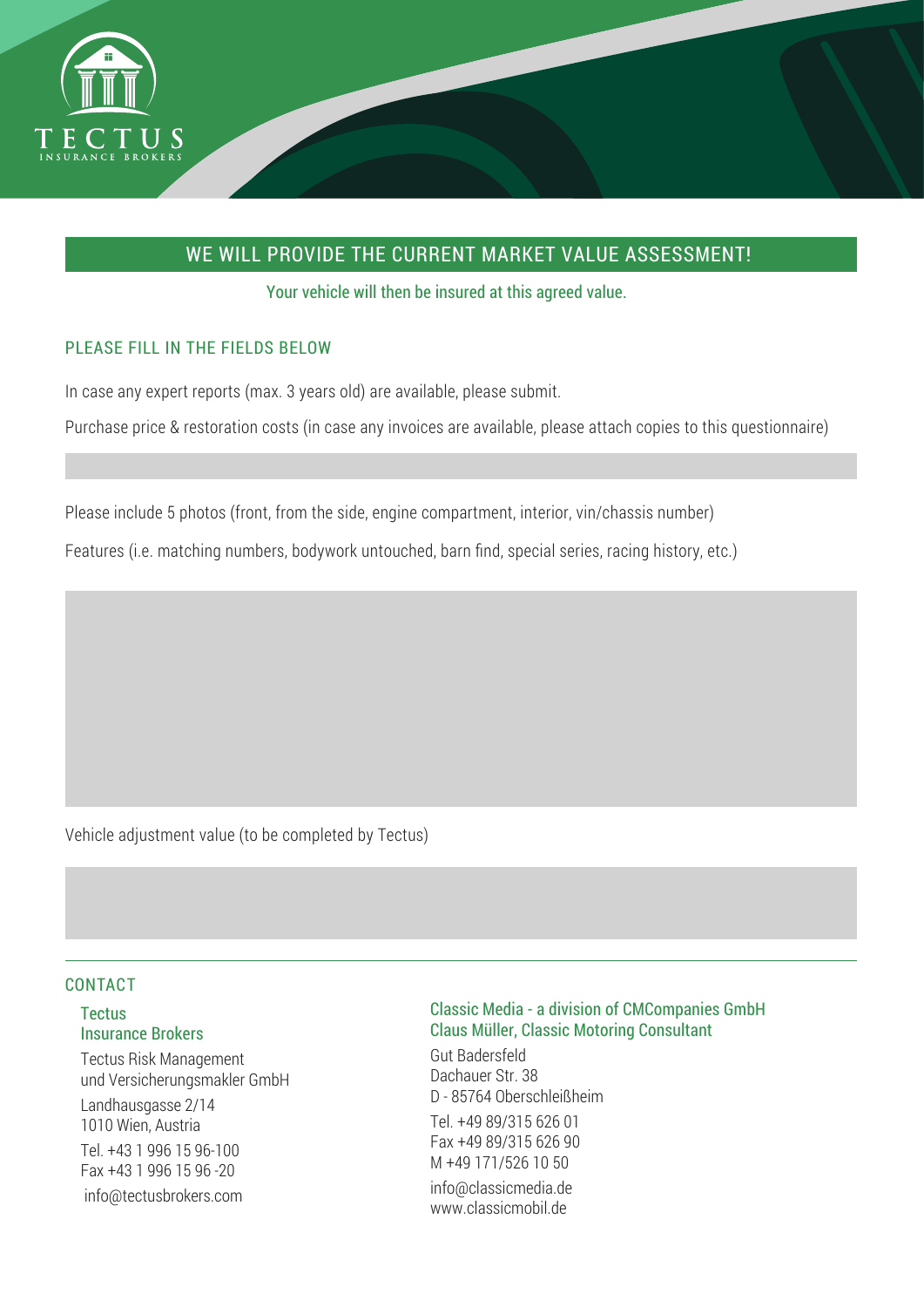TECTUS

INSURANCE BROKERS

## WE WILL PROVIDE THE CURRENT MARKET VALUE ASSESSMENT!

Your vehicle will then be insured at this agreed value.

### PLEASE FILL IN THE FIELDS BELOW

In case any expert reports (max. 3 years old) are available, please submit.

Purchase price & restoration costs (in case any invoices are available, please attach copies to this questionnaire)

Please include 5 photos (front, from the side, engine compartment, interior, vin/chassis number)

Features (i.e. matching numbers, bodywork untouched, barn find, special series, racing history, etc.)

Vehicle adjustment value (to be completed by Tectus)

### CONTACT

**Tectus Insurance Brokers**

Tectus Risk Management und Versicherungsmakler GmbH

Landhausgasse 2/14
1010 Wien, Austria

Tel. +43 1 996 15 96-100
Fax +43 1 996 15 96 -20

info@tectusbrokers.com

**Classic Media - a division of CMCompanies GmbH**
**Claus Müller, Classic Motoring Consultant**

Gut Badersfeld
Dachauer Str. 38
D - 85764 Oberschleißheim

Tel. +49 89/315 626 01
Fax +49 89/315 626 90
M +49 171/526 10 50

info@classicmedia.de
www.classicmobil.de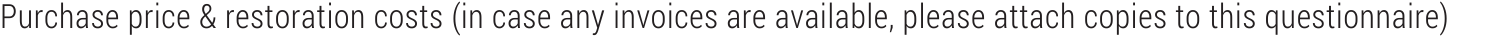Purchase price & restoration costs (in case any invoices are available, please attach copies to this questionnaire)